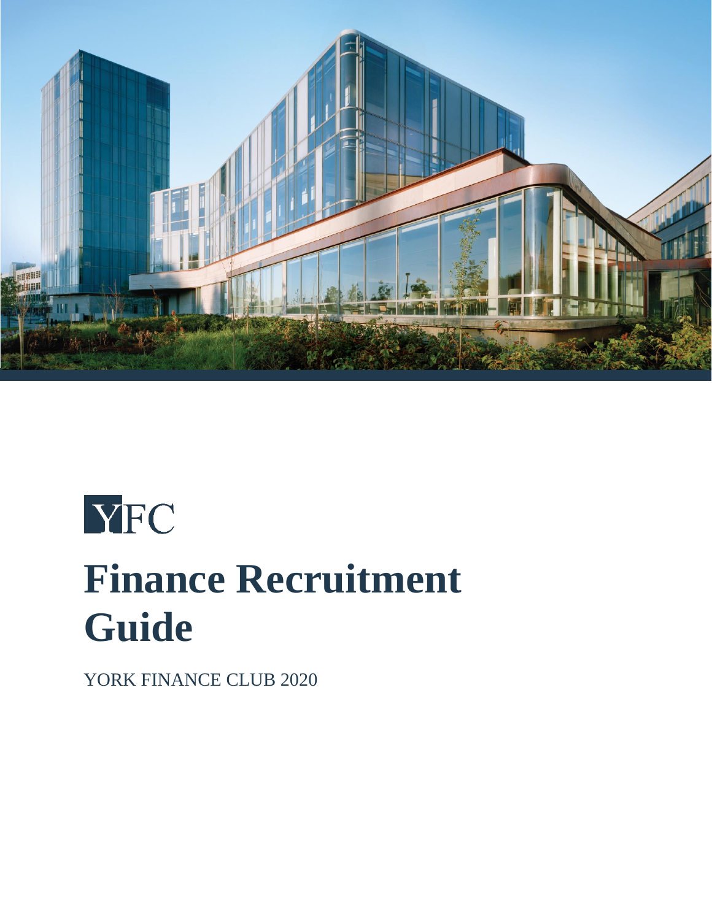YFC

# Finance Recruitment Guide

YORK FINANCE CLUB 2020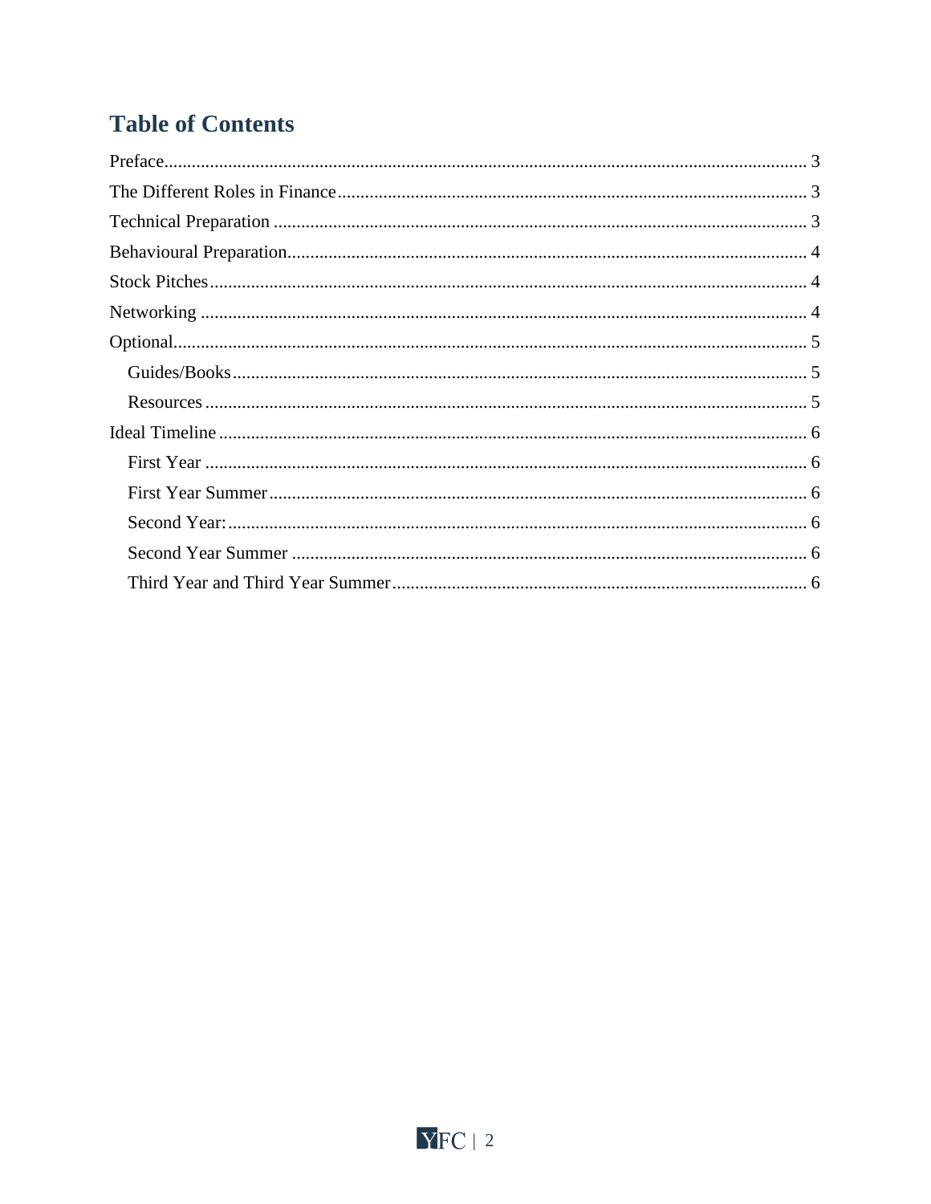## Table of Contents

- Preface ... 3
- The Different Roles in Finance ... 3
- Technical Preparation ... 3
- Behavioural Preparation ... 4
- Stock Pitches ... 4
- Networking ... 4
- Optional ... 5
  - Guides/Books ... 5
  - Resources ... 5
- Ideal Timeline ... 6
  - First Year ... 6
  - First Year Summer ... 6
  - Second Year: ... 6
  - Second Year Summer ... 6
  - Third Year and Third Year Summer ... 6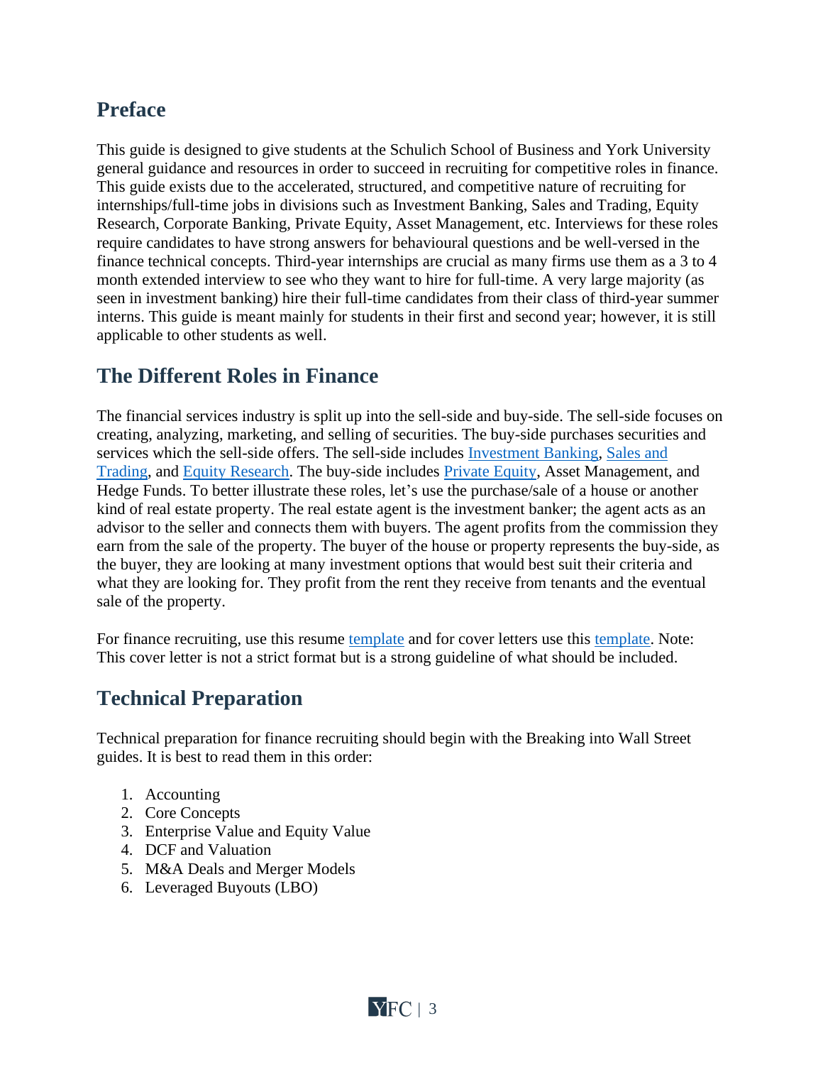## Preface

This guide is designed to give students at the Schulich School of Business and York University general guidance and resources in order to succeed in recruiting for competitive roles in finance. This guide exists due to the accelerated, structured, and competitive nature of recruiting for internships/full-time jobs in divisions such as Investment Banking, Sales and Trading, Equity Research, Corporate Banking, Private Equity, Asset Management, etc. Interviews for these roles require candidates to have strong answers for behavioural questions and be well-versed in the finance technical concepts. Third-year internships are crucial as many firms use them as a 3 to 4 month extended interview to see who they want to hire for full-time. A very large majority (as seen in investment banking) hire their full-time candidates from their class of third-year summer interns. This guide is meant mainly for students in their first and second year; however, it is still applicable to other students as well.

## The Different Roles in Finance

The financial services industry is split up into the sell-side and buy-side. The sell-side focuses on creating, analyzing, marketing, and selling of securities. The buy-side purchases securities and services which the sell-side offers. The sell-side includes Investment Banking, Sales and Trading, and Equity Research. The buy-side includes Private Equity, Asset Management, and Hedge Funds. To better illustrate these roles, let's use the purchase/sale of a house or another kind of real estate property. The real estate agent is the investment banker; the agent acts as an advisor to the seller and connects them with buyers. The agent profits from the commission they earn from the sale of the property. The buyer of the house or property represents the buy-side, as the buyer, they are looking at many investment options that would best suit their criteria and what they are looking for. They profit from the rent they receive from tenants and the eventual sale of the property.

For finance recruiting, use this resume template and for cover letters use this template. Note: This cover letter is not a strict format but is a strong guideline of what should be included.

## Technical Preparation

Technical preparation for finance recruiting should begin with the Breaking into Wall Street guides. It is best to read them in this order:

1. Accounting
2. Core Concepts
3. Enterprise Value and Equity Value
4. DCF and Valuation
5. M&A Deals and Merger Models
6. Leveraged Buyouts (LBO)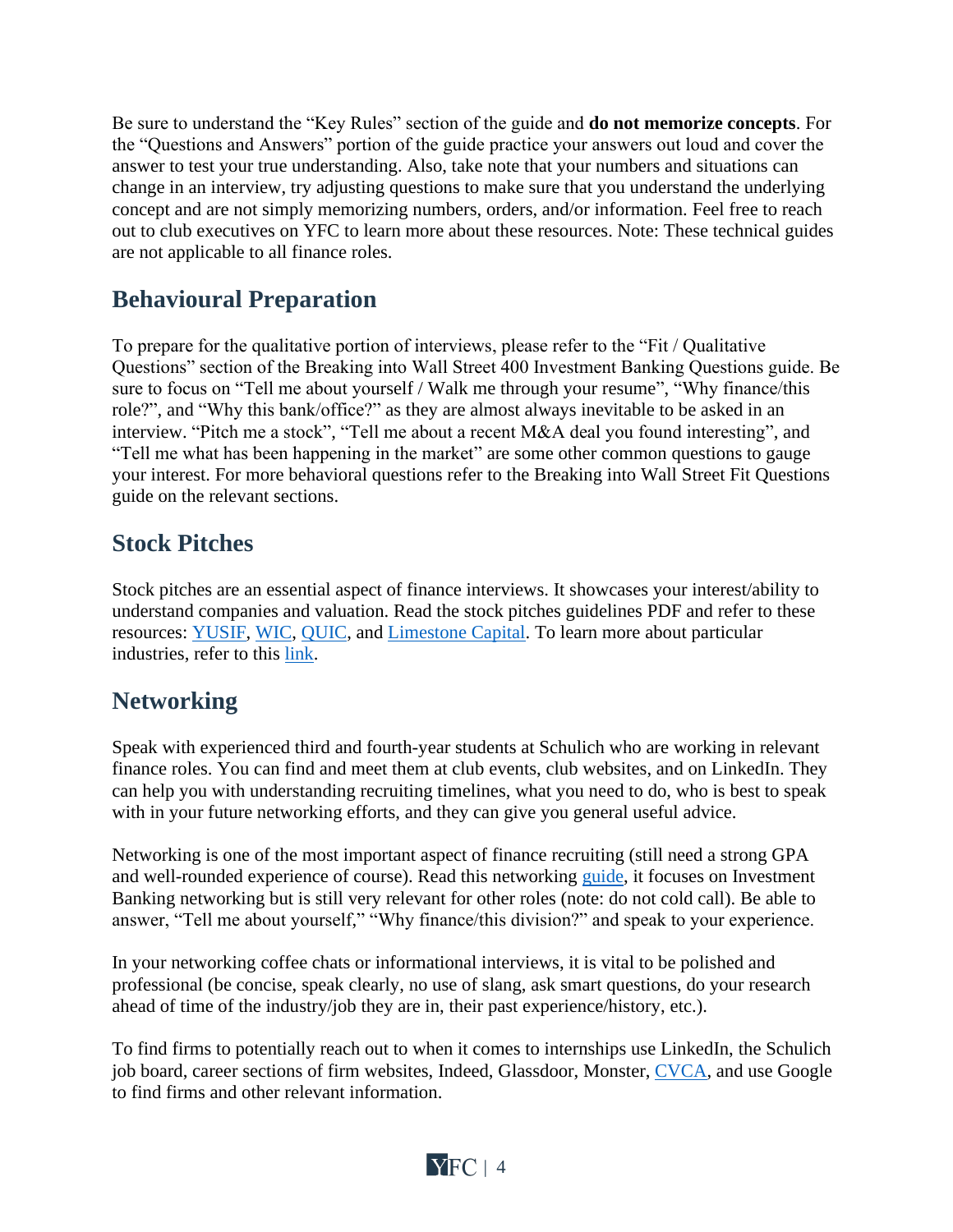Be sure to understand the "Key Rules" section of the guide and **do not memorize concepts**. For the "Questions and Answers" portion of the guide practice your answers out loud and cover the answer to test your true understanding. Also, take note that your numbers and situations can change in an interview, try adjusting questions to make sure that you understand the underlying concept and are not simply memorizing numbers, orders, and/or information. Feel free to reach out to club executives on YFC to learn more about these resources. Note: These technical guides are not applicable to all finance roles.

## Behavioural Preparation

To prepare for the qualitative portion of interviews, please refer to the "Fit / Qualitative Questions" section of the Breaking into Wall Street 400 Investment Banking Questions guide. Be sure to focus on "Tell me about yourself / Walk me through your resume", "Why finance/this role?", and "Why this bank/office?" as they are almost always inevitable to be asked in an interview. "Pitch me a stock", "Tell me about a recent M&A deal you found interesting", and "Tell me what has been happening in the market" are some other common questions to gauge your interest. For more behavioral questions refer to the Breaking into Wall Street Fit Questions guide on the relevant sections.

## Stock Pitches

Stock pitches are an essential aspect of finance interviews. It showcases your interest/ability to understand companies and valuation. Read the stock pitches guidelines PDF and refer to these resources: YUSIF, WIC, QUIC, and Limestone Capital. To learn more about particular industries, refer to this link.

## Networking

Speak with experienced third and fourth-year students at Schulich who are working in relevant finance roles. You can find and meet them at club events, club websites, and on LinkedIn. They can help you with understanding recruiting timelines, what you need to do, who is best to speak with in your future networking efforts, and they can give you general useful advice.

Networking is one of the most important aspect of finance recruiting (still need a strong GPA and well-rounded experience of course). Read this networking guide, it focuses on Investment Banking networking but is still very relevant for other roles (note: do not cold call). Be able to answer, "Tell me about yourself," "Why finance/this division?" and speak to your experience.

In your networking coffee chats or informational interviews, it is vital to be polished and professional (be concise, speak clearly, no use of slang, ask smart questions, do your research ahead of time of the industry/job they are in, their past experience/history, etc.).

To find firms to potentially reach out to when it comes to internships use LinkedIn, the Schulich job board, career sections of firm websites, Indeed, Glassdoor, Monster, CVCA, and use Google to find firms and other relevant information.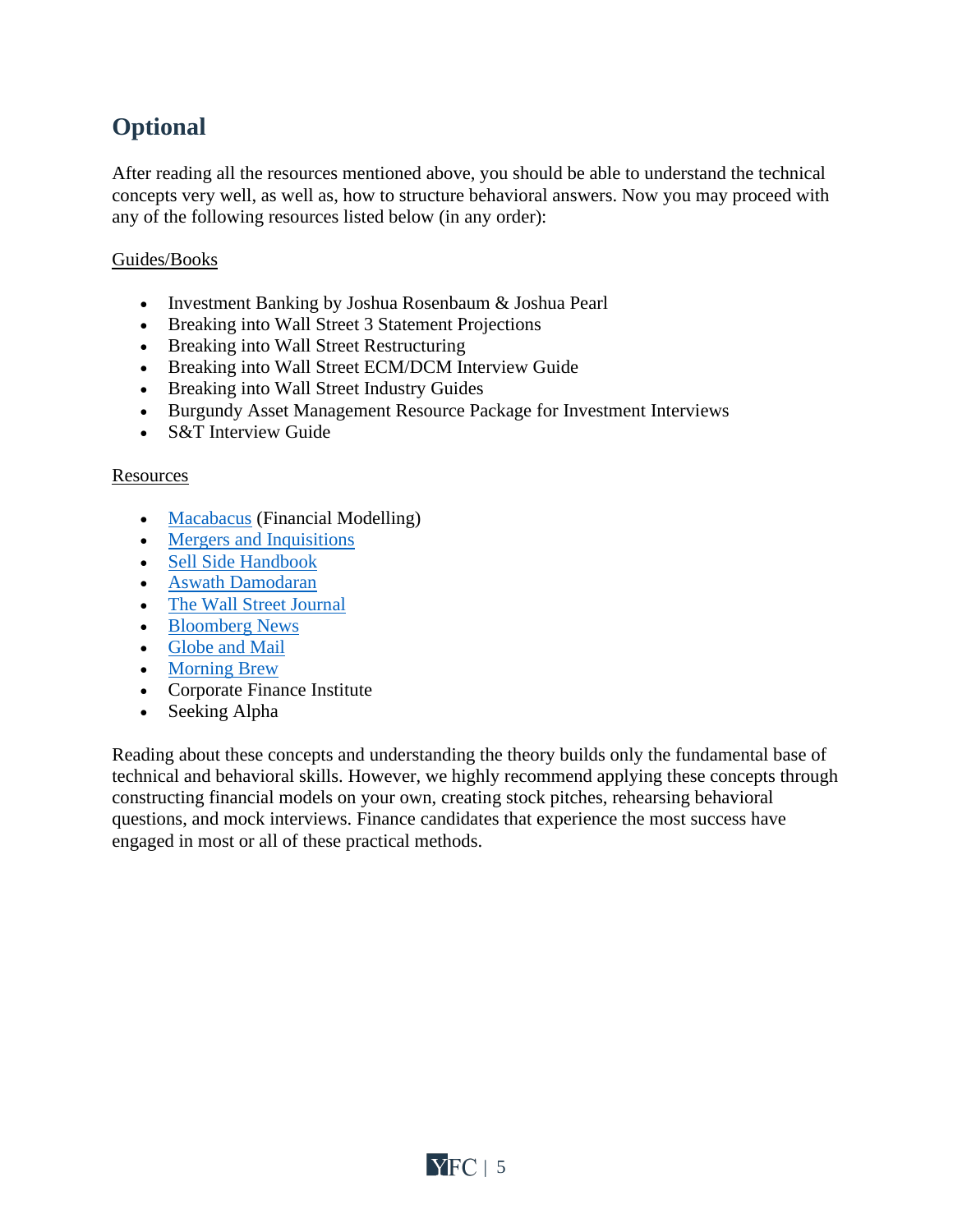## Optional

After reading all the resources mentioned above, you should be able to understand the technical concepts very well, as well as, how to structure behavioral answers. Now you may proceed with any of the following resources listed below (in any order):

<u>Guides/Books</u>

- Investment Banking by Joshua Rosenbaum & Joshua Pearl
- Breaking into Wall Street 3 Statement Projections
- Breaking into Wall Street Restructuring
- Breaking into Wall Street ECM/DCM Interview Guide
- Breaking into Wall Street Industry Guides
- Burgundy Asset Management Resource Package for Investment Interviews
- S&T Interview Guide

<u>Resources</u>

- Macabacus (Financial Modelling)
- Mergers and Inquisitions
- Sell Side Handbook
- Aswath Damodaran
- The Wall Street Journal
- Bloomberg News
- Globe and Mail
- Morning Brew
- Corporate Finance Institute
- Seeking Alpha

Reading about these concepts and understanding the theory builds only the fundamental base of technical and behavioral skills. However, we highly recommend applying these concepts through constructing financial models on your own, creating stock pitches, rehearsing behavioral questions, and mock interviews. Finance candidates that experience the most success have engaged in most or all of these practical methods.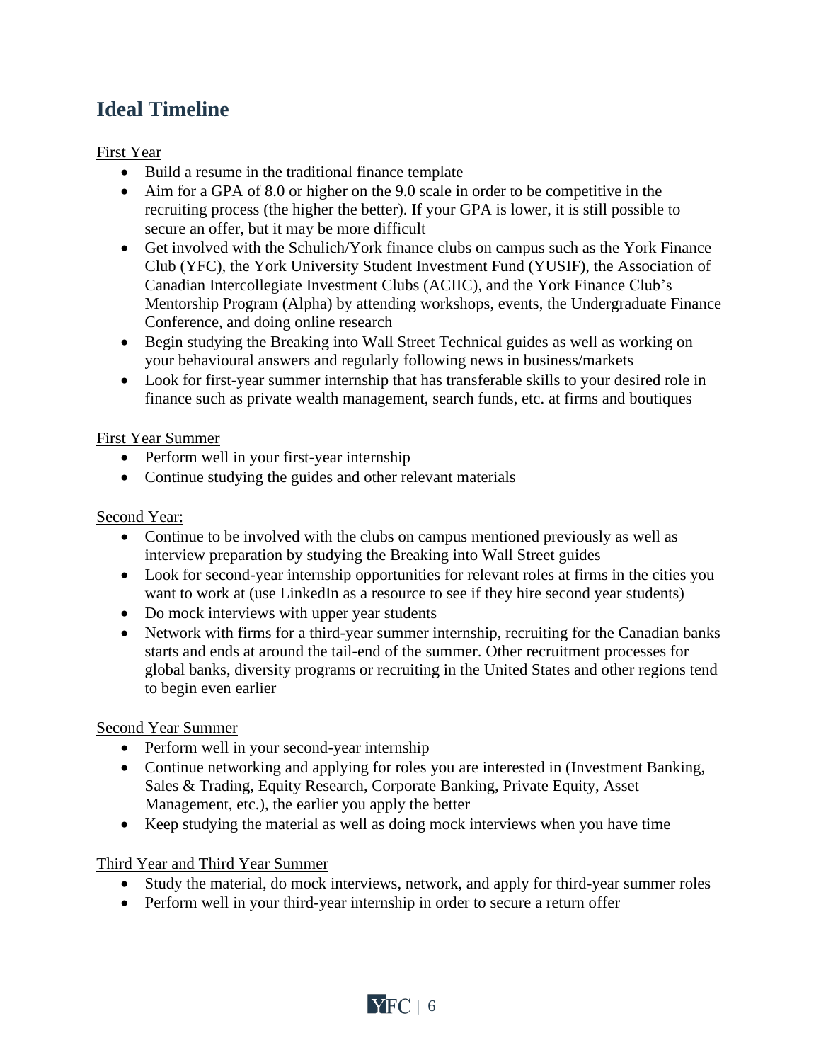## Ideal Timeline

First Year

- Build a resume in the traditional finance template
- Aim for a GPA of 8.0 or higher on the 9.0 scale in order to be competitive in the recruiting process (the higher the better). If your GPA is lower, it is still possible to secure an offer, but it may be more difficult
- Get involved with the Schulich/York finance clubs on campus such as the York Finance Club (YFC), the York University Student Investment Fund (YUSIF), the Association of Canadian Intercollegiate Investment Clubs (ACIIC), and the York Finance Club's Mentorship Program (Alpha) by attending workshops, events, the Undergraduate Finance Conference, and doing online research
- Begin studying the Breaking into Wall Street Technical guides as well as working on your behavioural answers and regularly following news in business/markets
- Look for first-year summer internship that has transferable skills to your desired role in finance such as private wealth management, search funds, etc. at firms and boutiques

First Year Summer

- Perform well in your first-year internship
- Continue studying the guides and other relevant materials

Second Year:

- Continue to be involved with the clubs on campus mentioned previously as well as interview preparation by studying the Breaking into Wall Street guides
- Look for second-year internship opportunities for relevant roles at firms in the cities you want to work at (use LinkedIn as a resource to see if they hire second year students)
- Do mock interviews with upper year students
- Network with firms for a third-year summer internship, recruiting for the Canadian banks starts and ends at around the tail-end of the summer. Other recruitment processes for global banks, diversity programs or recruiting in the United States and other regions tend to begin even earlier

Second Year Summer

- Perform well in your second-year internship
- Continue networking and applying for roles you are interested in (Investment Banking, Sales & Trading, Equity Research, Corporate Banking, Private Equity, Asset Management, etc.), the earlier you apply the better
- Keep studying the material as well as doing mock interviews when you have time

Third Year and Third Year Summer

- Study the material, do mock interviews, network, and apply for third-year summer roles
- Perform well in your third-year internship in order to secure a return offer